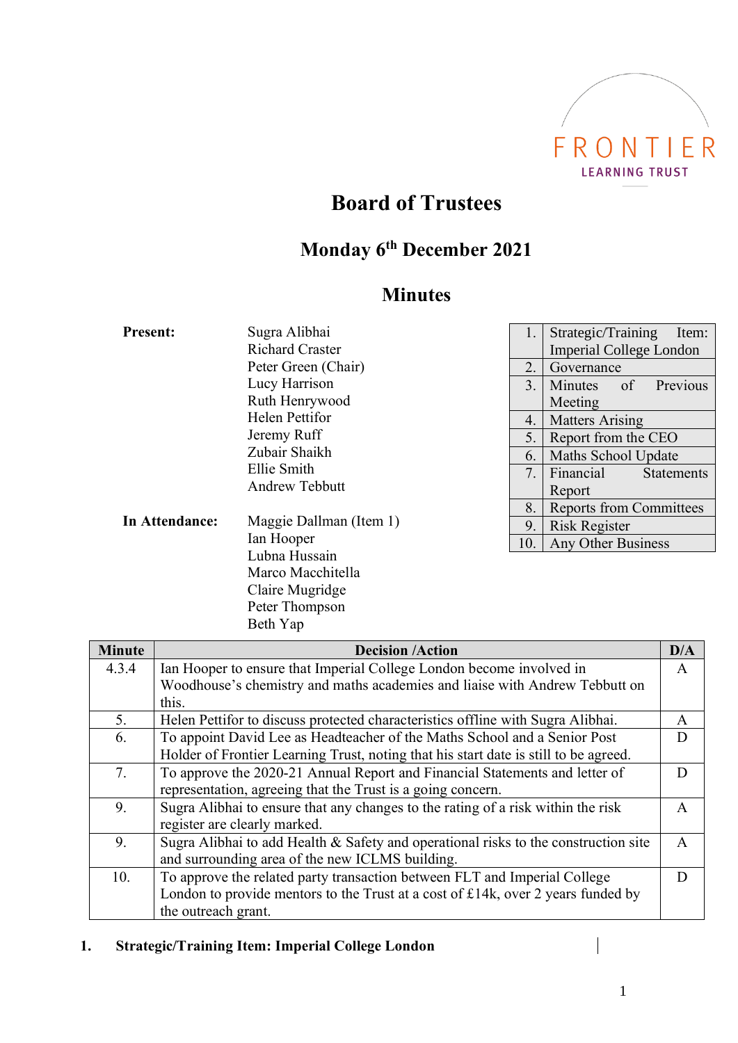FRONTIER LEARNING TRUST

# Board of Trustees

## Monday 6th December 2021

## Minutes

**Present:**

Sugra Alibhai
Richard Craster
Peter Green (Chair)
Lucy Harrison
Ruth Henrywood
Helen Pettifor
Jeremy Ruff
Zubair Shaikh
Ellie Smith
Andrew Tebbutt

**In Attendance:**

Maggie Dallman (Item 1)
Ian Hooper
Lubna Hussain
Marco Macchitella
Claire Mugridge
Peter Thompson
Beth Yap

| | |
|---|---|
| 1. | Strategic/Training Item: Imperial College London |
| 2. | Governance |
| 3. | Minutes of Previous Meeting |
| 4. | Matters Arising |
| 5. | Report from the CEO |
| 6. | Maths School Update |
| 7. | Financial Statements Report |
| 8. | Reports from Committees |
| 9. | Risk Register |
| 10. | Any Other Business |

| Minute | Decision /Action | D/A |
|---|---|---|
| 4.3.4 | Ian Hooper to ensure that Imperial College London become involved in Woodhouse's chemistry and maths academies and liaise with Andrew Tebbutt on this. | A |
| 5. | Helen Pettifor to discuss protected characteristics offline with Sugra Alibhai. | A |
| 6. | To appoint David Lee as Headteacher of the Maths School and a Senior Post Holder of Frontier Learning Trust, noting that his start date is still to be agreed. | D |
| 7. | To approve the 2020-21 Annual Report and Financial Statements and letter of representation, agreeing that the Trust is a going concern. | D |
| 9. | Sugra Alibhai to ensure that any changes to the rating of a risk within the risk register are clearly marked. | A |
| 9. | Sugra Alibhai to add Health & Safety and operational risks to the construction site and surrounding area of the new ICLMS building. | A |
| 10. | To approve the related party transaction between FLT and Imperial College London to provide mentors to the Trust at a cost of £14k, over 2 years funded by the outreach grant. | D |

**1. Strategic/Training Item: Imperial College London**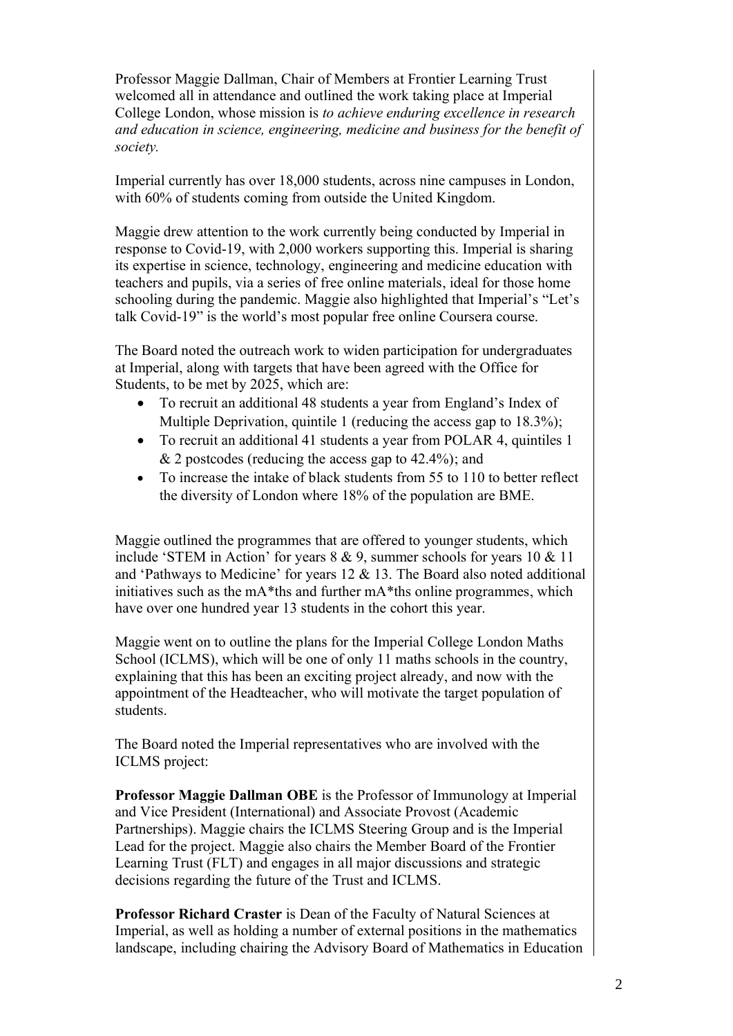Professor Maggie Dallman, Chair of Members at Frontier Learning Trust welcomed all in attendance and outlined the work taking place at Imperial College London, whose mission is *to achieve enduring excellence in research and education in science, engineering, medicine and business for the benefit of society.*

Imperial currently has over 18,000 students, across nine campuses in London, with 60% of students coming from outside the United Kingdom.

Maggie drew attention to the work currently being conducted by Imperial in response to Covid-19, with 2,000 workers supporting this. Imperial is sharing its expertise in science, technology, engineering and medicine education with teachers and pupils, via a series of free online materials, ideal for those home schooling during the pandemic. Maggie also highlighted that Imperial's "Let's talk Covid-19" is the world's most popular free online Coursera course.

The Board noted the outreach work to widen participation for undergraduates at Imperial, along with targets that have been agreed with the Office for Students, to be met by 2025, which are:

- To recruit an additional 48 students a year from England's Index of Multiple Deprivation, quintile 1 (reducing the access gap to 18.3%);
- To recruit an additional 41 students a year from POLAR 4, quintiles 1 & 2 postcodes (reducing the access gap to 42.4%); and
- To increase the intake of black students from 55 to 110 to better reflect the diversity of London where 18% of the population are BME.

Maggie outlined the programmes that are offered to younger students, which include 'STEM in Action' for years 8 & 9, summer schools for years 10 & 11 and 'Pathways to Medicine' for years 12 & 13. The Board also noted additional initiatives such as the mA*ths and further mA*ths online programmes, which have over one hundred year 13 students in the cohort this year.

Maggie went on to outline the plans for the Imperial College London Maths School (ICLMS), which will be one of only 11 maths schools in the country, explaining that this has been an exciting project already, and now with the appointment of the Headteacher, who will motivate the target population of students.

The Board noted the Imperial representatives who are involved with the ICLMS project:

**Professor Maggie Dallman OBE** is the Professor of Immunology at Imperial and Vice President (International) and Associate Provost (Academic Partnerships). Maggie chairs the ICLMS Steering Group and is the Imperial Lead for the project. Maggie also chairs the Member Board of the Frontier Learning Trust (FLT) and engages in all major discussions and strategic decisions regarding the future of the Trust and ICLMS.

**Professor Richard Craster** is Dean of the Faculty of Natural Sciences at Imperial, as well as holding a number of external positions in the mathematics landscape, including chairing the Advisory Board of Mathematics in Education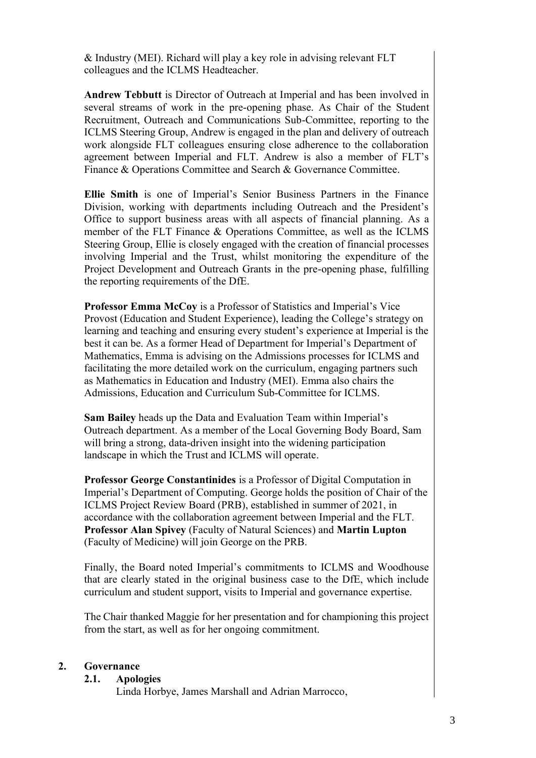& Industry (MEI). Richard will play a key role in advising relevant FLT colleagues and the ICLMS Headteacher.

**Andrew Tebbutt** is Director of Outreach at Imperial and has been involved in several streams of work in the pre-opening phase. As Chair of the Student Recruitment, Outreach and Communications Sub-Committee, reporting to the ICLMS Steering Group, Andrew is engaged in the plan and delivery of outreach work alongside FLT colleagues ensuring close adherence to the collaboration agreement between Imperial and FLT. Andrew is also a member of FLT's Finance & Operations Committee and Search & Governance Committee.

**Ellie Smith** is one of Imperial's Senior Business Partners in the Finance Division, working with departments including Outreach and the President's Office to support business areas with all aspects of financial planning. As a member of the FLT Finance & Operations Committee, as well as the ICLMS Steering Group, Ellie is closely engaged with the creation of financial processes involving Imperial and the Trust, whilst monitoring the expenditure of the Project Development and Outreach Grants in the pre-opening phase, fulfilling the reporting requirements of the DfE.

**Professor Emma McCoy** is a Professor of Statistics and Imperial's Vice Provost (Education and Student Experience), leading the College's strategy on learning and teaching and ensuring every student's experience at Imperial is the best it can be. As a former Head of Department for Imperial's Department of Mathematics, Emma is advising on the Admissions processes for ICLMS and facilitating the more detailed work on the curriculum, engaging partners such as Mathematics in Education and Industry (MEI). Emma also chairs the Admissions, Education and Curriculum Sub-Committee for ICLMS.

**Sam Bailey** heads up the Data and Evaluation Team within Imperial's Outreach department. As a member of the Local Governing Body Board, Sam will bring a strong, data-driven insight into the widening participation landscape in which the Trust and ICLMS will operate.

**Professor George Constantinides** is a Professor of Digital Computation in Imperial's Department of Computing. George holds the position of Chair of the ICLMS Project Review Board (PRB), established in summer of 2021, in accordance with the collaboration agreement between Imperial and the FLT. **Professor Alan Spivey** (Faculty of Natural Sciences) and **Martin Lupton** (Faculty of Medicine) will join George on the PRB.

Finally, the Board noted Imperial's commitments to ICLMS and Woodhouse that are clearly stated in the original business case to the DfE, which include curriculum and student support, visits to Imperial and governance expertise.

The Chair thanked Maggie for her presentation and for championing this project from the start, as well as for her ongoing commitment.

## 2. Governance

### 2.1. Apologies

Linda Horbye, James Marshall and Adrian Marrocco,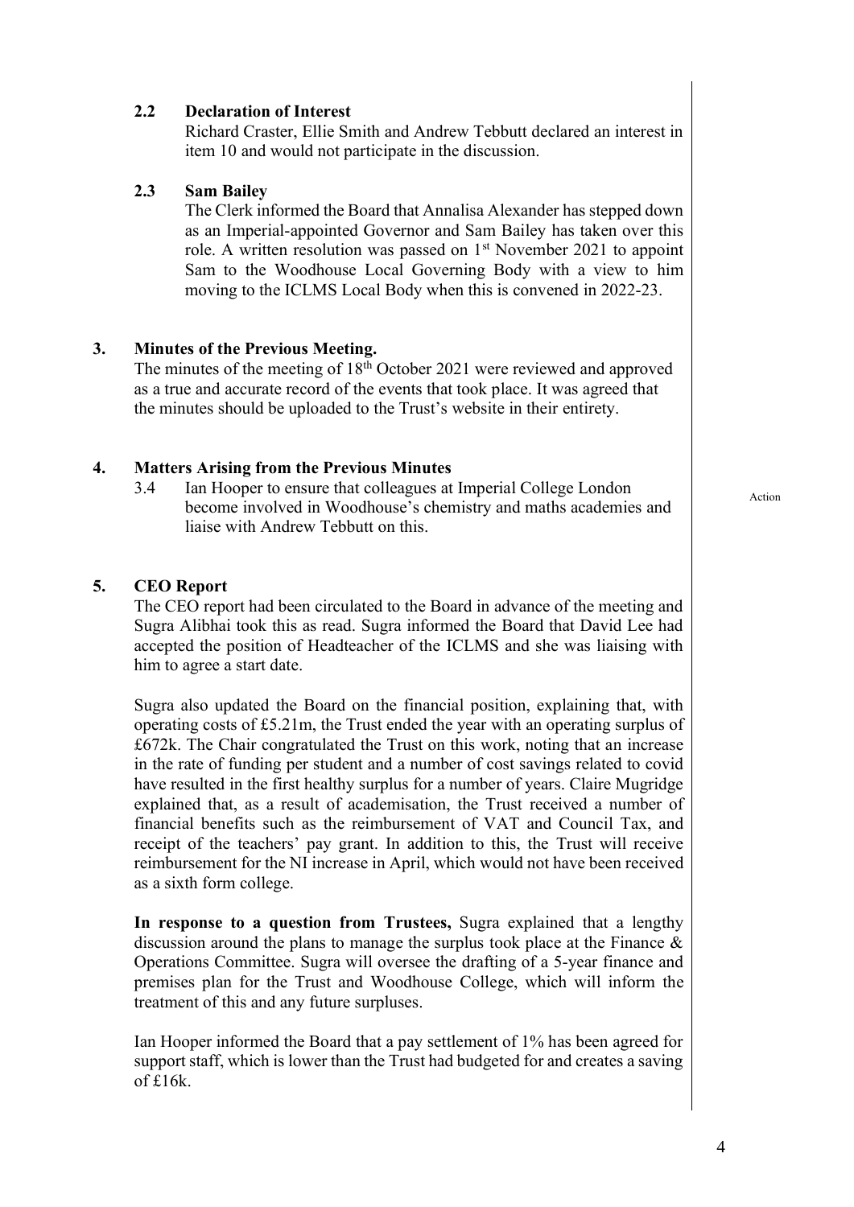### 2.2 Declaration of Interest

Richard Craster, Ellie Smith and Andrew Tebbutt declared an interest in item 10 and would not participate in the discussion.

### 2.3 Sam Bailey

The Clerk informed the Board that Annalisa Alexander has stepped down as an Imperial-appointed Governor and Sam Bailey has taken over this role. A written resolution was passed on 1st November 2021 to appoint Sam to the Woodhouse Local Governing Body with a view to him moving to the ICLMS Local Body when this is convened in 2022-23.

## 3. Minutes of the Previous Meeting.

The minutes of the meeting of 18th October 2021 were reviewed and approved as a true and accurate record of the events that took place. It was agreed that the minutes should be uploaded to the Trust's website in their entirety.

## 4. Matters Arising from the Previous Minutes

3.4 Ian Hooper to ensure that colleagues at Imperial College London become involved in Woodhouse's chemistry and maths academies and liaise with Andrew Tebbutt on this. — Action

## 5. CEO Report

The CEO report had been circulated to the Board in advance of the meeting and Sugra Alibhai took this as read. Sugra informed the Board that David Lee had accepted the position of Headteacher of the ICLMS and she was liaising with him to agree a start date.

Sugra also updated the Board on the financial position, explaining that, with operating costs of £5.21m, the Trust ended the year with an operating surplus of £672k. The Chair congratulated the Trust on this work, noting that an increase in the rate of funding per student and a number of cost savings related to covid have resulted in the first healthy surplus for a number of years. Claire Mugridge explained that, as a result of academisation, the Trust received a number of financial benefits such as the reimbursement of VAT and Council Tax, and receipt of the teachers' pay grant. In addition to this, the Trust will receive reimbursement for the NI increase in April, which would not have been received as a sixth form college.

**In response to a question from Trustees,** Sugra explained that a lengthy discussion around the plans to manage the surplus took place at the Finance & Operations Committee. Sugra will oversee the drafting of a 5-year finance and premises plan for the Trust and Woodhouse College, which will inform the treatment of this and any future surpluses.

Ian Hooper informed the Board that a pay settlement of 1% has been agreed for support staff, which is lower than the Trust had budgeted for and creates a saving of £16k.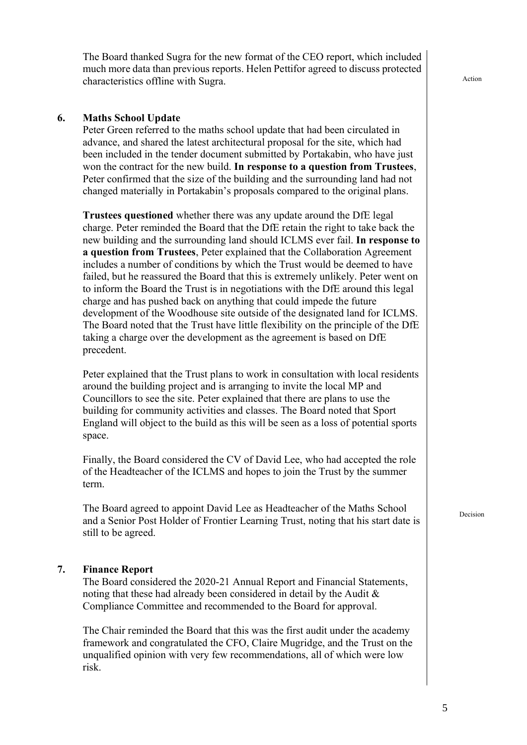The Board thanked Sugra for the new format of the CEO report, which included much more data than previous reports. Helen Pettifor agreed to discuss protected characteristics offline with Sugra.

Action

## 6. Maths School Update

Peter Green referred to the maths school update that had been circulated in advance, and shared the latest architectural proposal for the site, which had been included in the tender document submitted by Portakabin, who have just won the contract for the new build. **In response to a question from Trustees**, Peter confirmed that the size of the building and the surrounding land had not changed materially in Portakabin's proposals compared to the original plans.

**Trustees questioned** whether there was any update around the DfE legal charge. Peter reminded the Board that the DfE retain the right to take back the new building and the surrounding land should ICLMS ever fail. **In response to a question from Trustees**, Peter explained that the Collaboration Agreement includes a number of conditions by which the Trust would be deemed to have failed, but he reassured the Board that this is extremely unlikely. Peter went on to inform the Board the Trust is in negotiations with the DfE around this legal charge and has pushed back on anything that could impede the future development of the Woodhouse site outside of the designated land for ICLMS. The Board noted that the Trust have little flexibility on the principle of the DfE taking a charge over the development as the agreement is based on DfE precedent.

Peter explained that the Trust plans to work in consultation with local residents around the building project and is arranging to invite the local MP and Councillors to see the site. Peter explained that there are plans to use the building for community activities and classes. The Board noted that Sport England will object to the build as this will be seen as a loss of potential sports space.

Finally, the Board considered the CV of David Lee, who had accepted the role of the Headteacher of the ICLMS and hopes to join the Trust by the summer term.

The Board agreed to appoint David Lee as Headteacher of the Maths School and a Senior Post Holder of Frontier Learning Trust, noting that his start date is still to be agreed.

Decision

## 7. Finance Report

The Board considered the 2020-21 Annual Report and Financial Statements, noting that these had already been considered in detail by the Audit & Compliance Committee and recommended to the Board for approval.

The Chair reminded the Board that this was the first audit under the academy framework and congratulated the CFO, Claire Mugridge, and the Trust on the unqualified opinion with very few recommendations, all of which were low risk.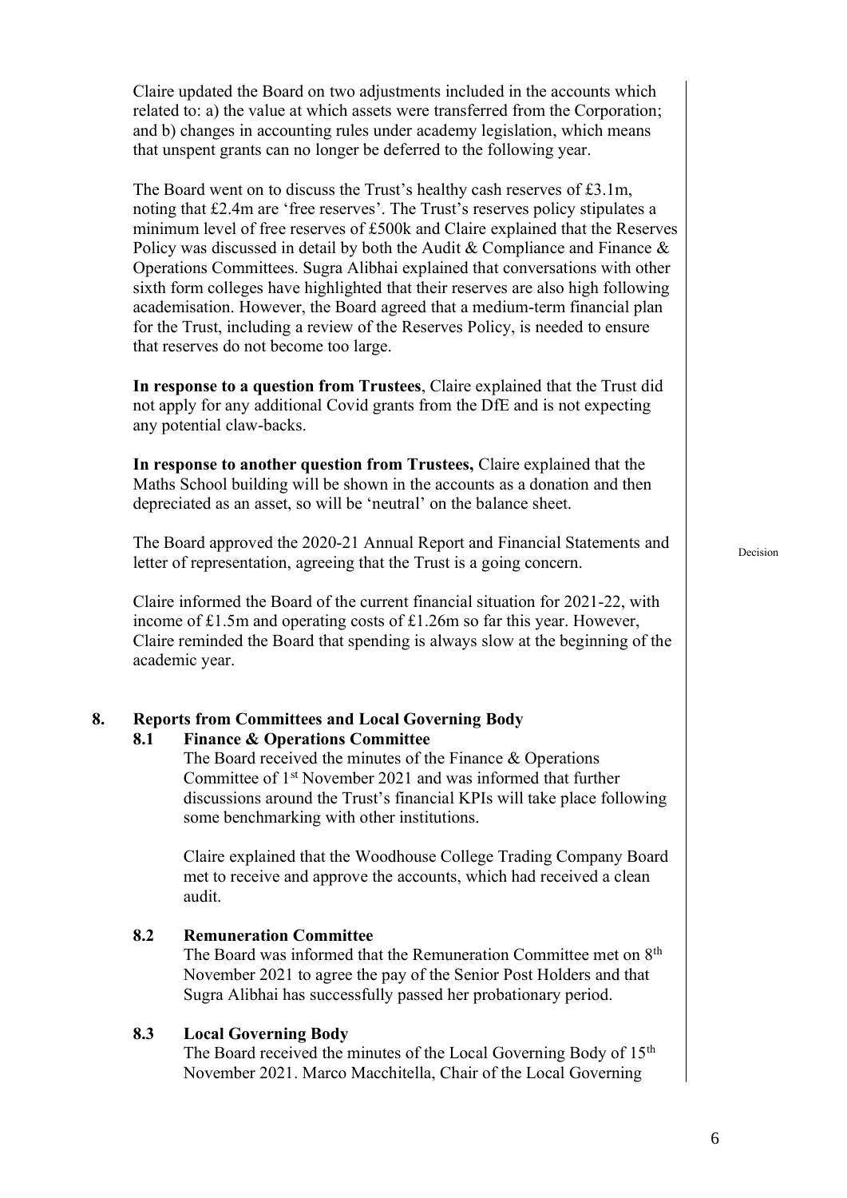Claire updated the Board on two adjustments included in the accounts which related to: a) the value at which assets were transferred from the Corporation; and b) changes in accounting rules under academy legislation, which means that unspent grants can no longer be deferred to the following year.

The Board went on to discuss the Trust's healthy cash reserves of £3.1m, noting that £2.4m are 'free reserves'. The Trust's reserves policy stipulates a minimum level of free reserves of £500k and Claire explained that the Reserves Policy was discussed in detail by both the Audit & Compliance and Finance & Operations Committees. Sugra Alibhai explained that conversations with other sixth form colleges have highlighted that their reserves are also high following academisation. However, the Board agreed that a medium-term financial plan for the Trust, including a review of the Reserves Policy, is needed to ensure that reserves do not become too large.

**In response to a question from Trustees**, Claire explained that the Trust did not apply for any additional Covid grants from the DfE and is not expecting any potential claw-backs.

**In response to another question from Trustees,** Claire explained that the Maths School building will be shown in the accounts as a donation and then depreciated as an asset, so will be 'neutral' on the balance sheet.

The Board approved the 2020-21 Annual Report and Financial Statements and letter of representation, agreeing that the Trust is a going concern. — Decision

Claire informed the Board of the current financial situation for 2021-22, with income of £1.5m and operating costs of £1.26m so far this year. However, Claire reminded the Board that spending is always slow at the beginning of the academic year.

## 8. Reports from Committees and Local Governing Body

### 8.1 Finance & Operations Committee

The Board received the minutes of the Finance & Operations Committee of 1st November 2021 and was informed that further discussions around the Trust's financial KPIs will take place following some benchmarking with other institutions.

Claire explained that the Woodhouse College Trading Company Board met to receive and approve the accounts, which had received a clean audit.

### 8.2 Remuneration Committee

The Board was informed that the Remuneration Committee met on 8th November 2021 to agree the pay of the Senior Post Holders and that Sugra Alibhai has successfully passed her probationary period.

### 8.3 Local Governing Body

The Board received the minutes of the Local Governing Body of 15th November 2021. Marco Macchitella, Chair of the Local Governing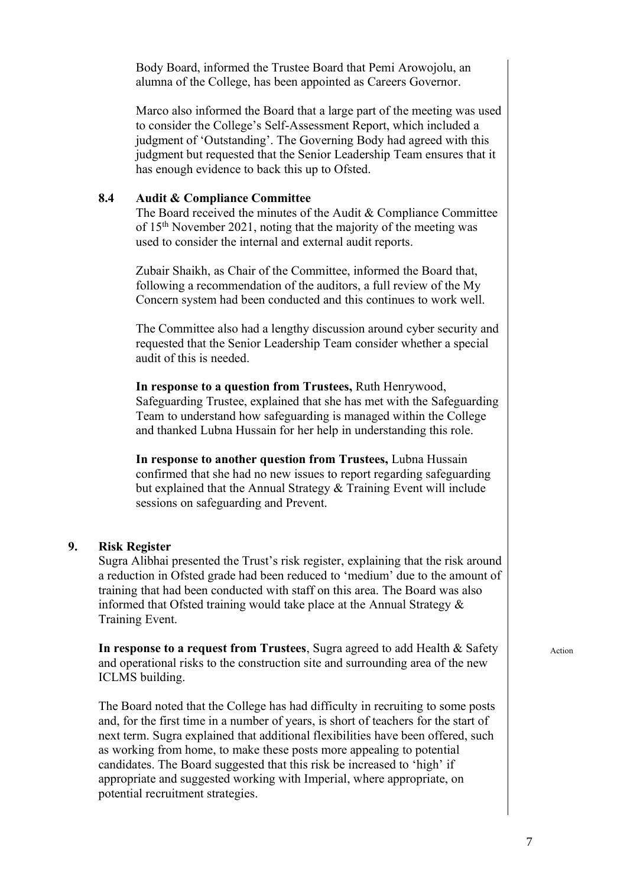Body Board, informed the Trustee Board that Pemi Arowojolu, an alumna of the College, has been appointed as Careers Governor.

Marco also informed the Board that a large part of the meeting was used to consider the College's Self-Assessment Report, which included a judgment of 'Outstanding'. The Governing Body had agreed with this judgment but requested that the Senior Leadership Team ensures that it has enough evidence to back this up to Ofsted.

### 8.4 Audit & Compliance Committee

The Board received the minutes of the Audit & Compliance Committee of 15th November 2021, noting that the majority of the meeting was used to consider the internal and external audit reports.

Zubair Shaikh, as Chair of the Committee, informed the Board that, following a recommendation of the auditors, a full review of the My Concern system had been conducted and this continues to work well.

The Committee also had a lengthy discussion around cyber security and requested that the Senior Leadership Team consider whether a special audit of this is needed.

**In response to a question from Trustees,** Ruth Henrywood, Safeguarding Trustee, explained that she has met with the Safeguarding Team to understand how safeguarding is managed within the College and thanked Lubna Hussain for her help in understanding this role.

**In response to another question from Trustees,** Lubna Hussain confirmed that she had no new issues to report regarding safeguarding but explained that the Annual Strategy & Training Event will include sessions on safeguarding and Prevent.

## 9. Risk Register

Sugra Alibhai presented the Trust's risk register, explaining that the risk around a reduction in Ofsted grade had been reduced to 'medium' due to the amount of training that had been conducted with staff on this area. The Board was also informed that Ofsted training would take place at the Annual Strategy & Training Event.

**In response to a request from Trustees**, Sugra agreed to add Health & Safety and operational risks to the construction site and surrounding area of the new ICLMS building. *Action*

The Board noted that the College has had difficulty in recruiting to some posts and, for the first time in a number of years, is short of teachers for the start of next term. Sugra explained that additional flexibilities have been offered, such as working from home, to make these posts more appealing to potential candidates. The Board suggested that this risk be increased to 'high' if appropriate and suggested working with Imperial, where appropriate, on potential recruitment strategies.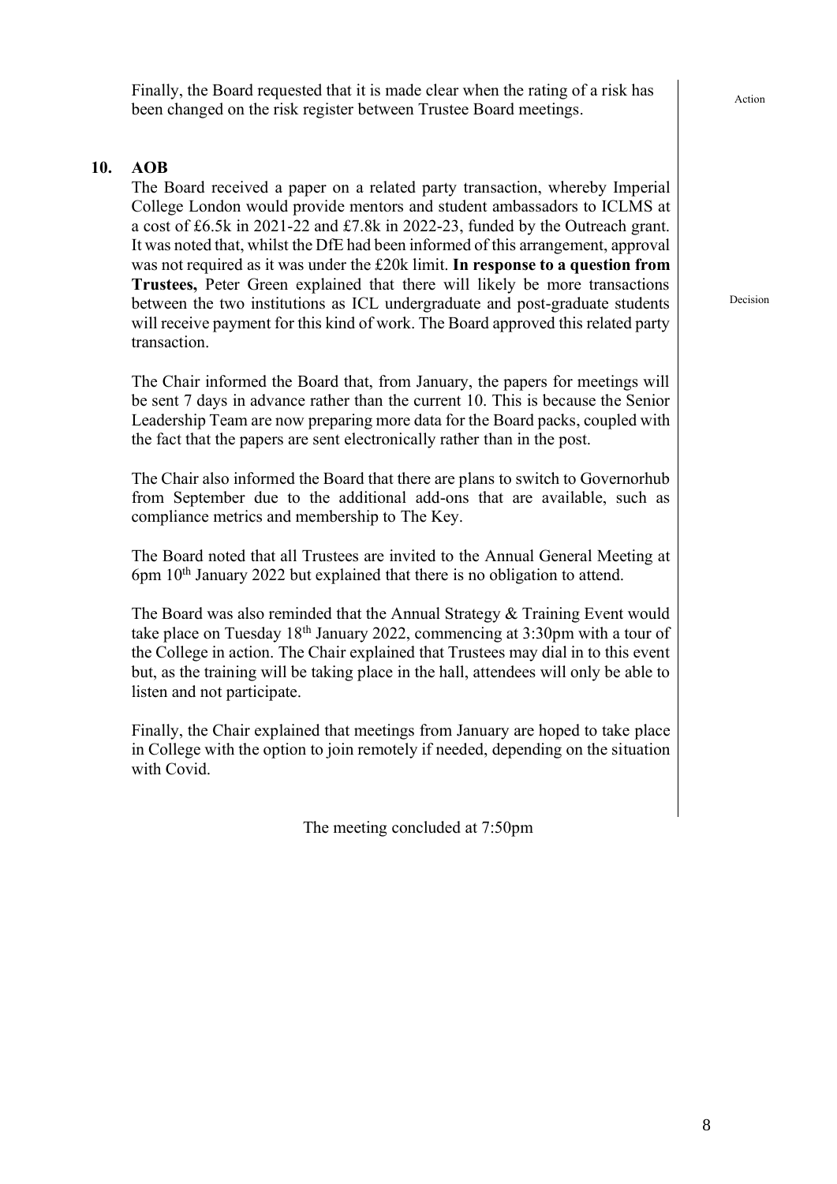Finally, the Board requested that it is made clear when the rating of a risk has been changed on the risk register between Trustee Board meetings.

Action

**10. AOB**

The Board received a paper on a related party transaction, whereby Imperial College London would provide mentors and student ambassadors to ICLMS at a cost of £6.5k in 2021-22 and £7.8k in 2022-23, funded by the Outreach grant. It was noted that, whilst the DfE had been informed of this arrangement, approval was not required as it was under the £20k limit. **In response to a question from Trustees,** Peter Green explained that there will likely be more transactions between the two institutions as ICL undergraduate and post-graduate students will receive payment for this kind of work. The Board approved this related party transaction.

Decision

The Chair informed the Board that, from January, the papers for meetings will be sent 7 days in advance rather than the current 10. This is because the Senior Leadership Team are now preparing more data for the Board packs, coupled with the fact that the papers are sent electronically rather than in the post.

The Chair also informed the Board that there are plans to switch to Governorhub from September due to the additional add-ons that are available, such as compliance metrics and membership to The Key.

The Board noted that all Trustees are invited to the Annual General Meeting at 6pm 10th January 2022 but explained that there is no obligation to attend.

The Board was also reminded that the Annual Strategy & Training Event would take place on Tuesday 18th January 2022, commencing at 3:30pm with a tour of the College in action. The Chair explained that Trustees may dial in to this event but, as the training will be taking place in the hall, attendees will only be able to listen and not participate.

Finally, the Chair explained that meetings from January are hoped to take place in College with the option to join remotely if needed, depending on the situation with Covid.

The meeting concluded at 7:50pm